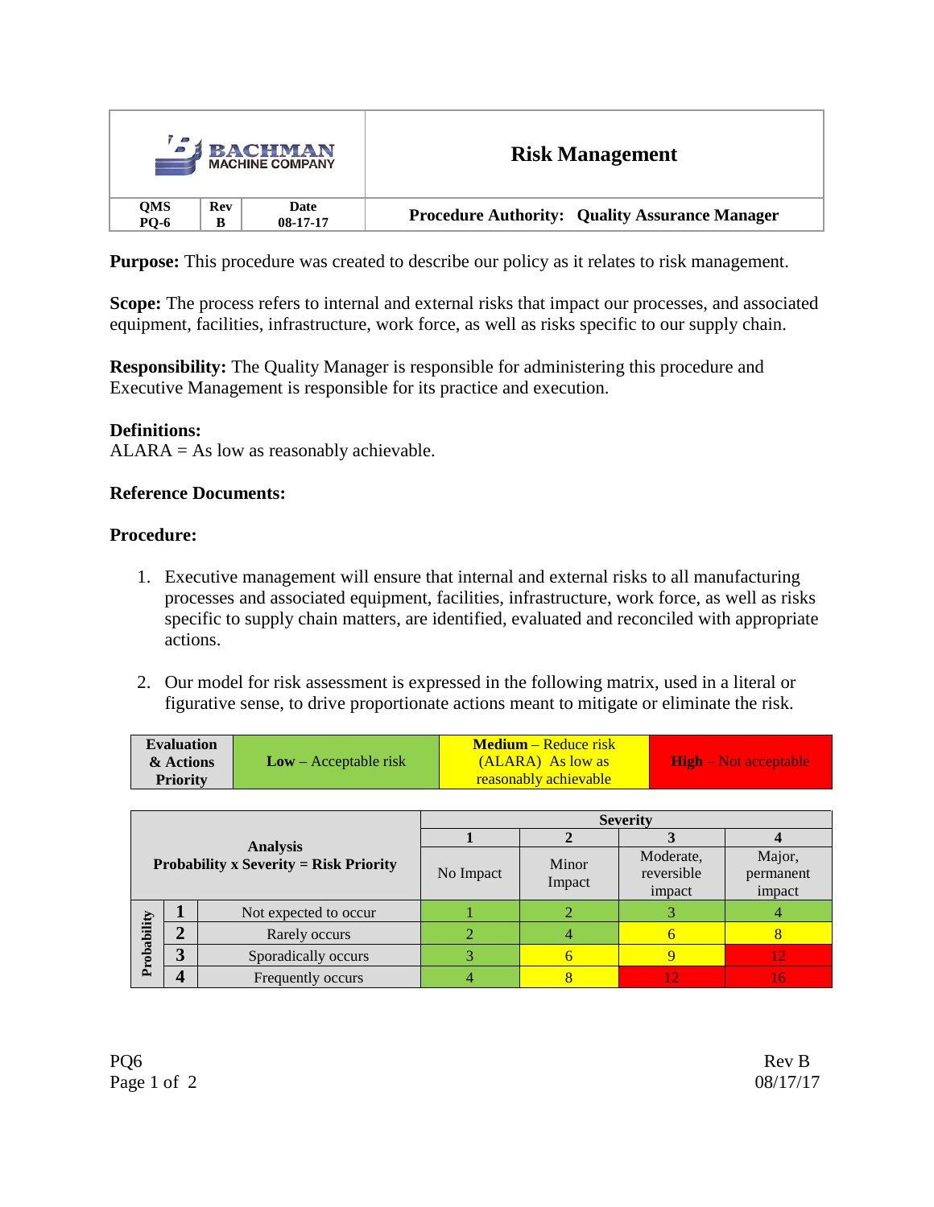| BACHMAN MACHINE COMPANY | | | Risk Management |
|---|---|---|---|
| QMS PQ-6 | Rev B | Date 08-17-17 | **Procedure Authority: Quality Assurance Manager** |

**Purpose:** This procedure was created to describe our policy as it relates to risk management.

**Scope:** The process refers to internal and external risks that impact our processes, and associated equipment, facilities, infrastructure, work force, as well as risks specific to our supply chain.

**Responsibility:** The Quality Manager is responsible for administering this procedure and Executive Management is responsible for its practice and execution.

**Definitions:**
ALARA = As low as reasonably achievable.

**Reference Documents:**

**Procedure:**

1. Executive management will ensure that internal and external risks to all manufacturing processes and associated equipment, facilities, infrastructure, work force, as well as risks specific to supply chain matters, are identified, evaluated and reconciled with appropriate actions.

2. Our model for risk assessment is expressed in the following matrix, used in a literal or figurative sense, to drive proportionate actions meant to mitigate or eliminate the risk.

| **Evaluation & Actions Priority** | **Low** – Acceptable risk | **Medium** – Reduce risk (ALARA) As low as reasonably achievable | **High** – Not acceptable |
|---|---|---|---|

| **Analysis Probability x Severity = Risk Priority** | | | **Severity** | | | |
|---|---|---|---|---|---|---|
| | | | **1** | **2** | **3** | **4** |
| | | | No Impact | Minor Impact | Moderate, reversible impact | Major, permanent impact |
| **Probability** | **1** | Not expected to occur | 1 | 2 | 3 | 4 |
| | **2** | Rarely occurs | 2 | 4 | 6 | 8 |
| | **3** | Sporadically occurs | 3 | 6 | 9 | 12 |
| | **4** | Frequently occurs | 4 | 8 | 12 | 16 |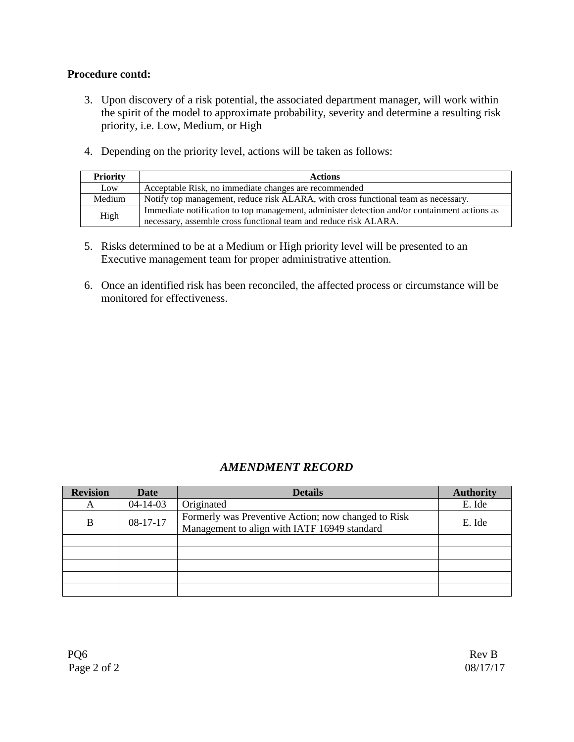**Procedure contd:**

3. Upon discovery of a risk potential, the associated department manager, will work within the spirit of the model to approximate probability, severity and determine a resulting risk priority, i.e. Low, Medium, or High

4. Depending on the priority level, actions will be taken as follows:

| Priority | Actions |
|---|---|
| Low | Acceptable Risk, no immediate changes are recommended |
| Medium | Notify top management, reduce risk ALARA, with cross functional team as necessary. |
| High | Immediate notification to top management, administer detection and/or containment actions as necessary, assemble cross functional team and reduce risk ALARA. |

5. Risks determined to be at a Medium or High priority level will be presented to an Executive management team for proper administrative attention.

6. Once an identified risk has been reconciled, the affected process or circumstance will be monitored for effectiveness.

## *AMENDMENT RECORD*

| Revision | Date | Details | Authority |
|---|---|---|---|
| A | 04-14-03 | Originated | E. Ide |
| B | 08-17-17 | Formerly was Preventive Action; now changed to Risk Management to align with IATF 16949 standard | E. Ide |
| | | | |
| | | | |
| | | | |
| | | | |
| | | | |